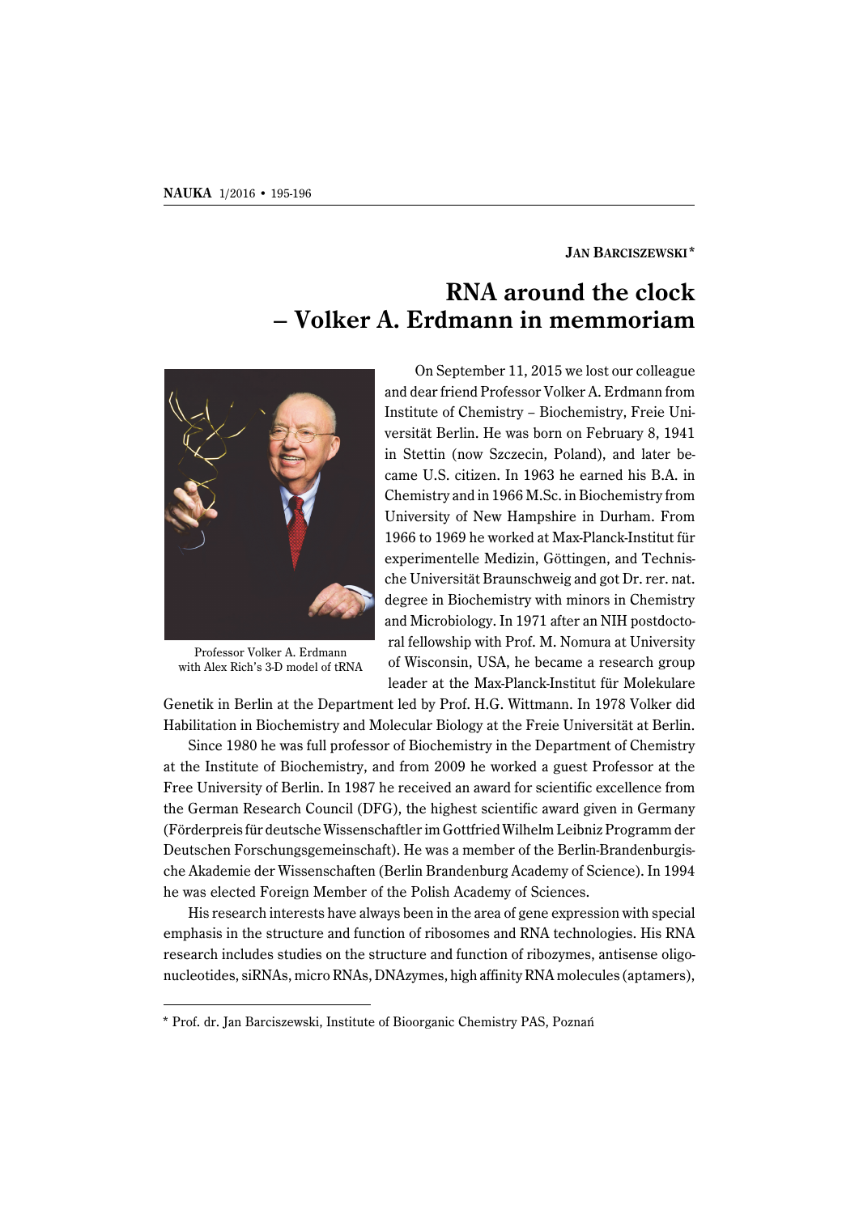**Jan Barciszewski***

# RNA around the clock – Volker A. Erdmann in memoriam

Professor Volker A. Erdmann with Alex Rich's 3-D model of tRNA

On September 11, 2015 we lost our colleague and dear friend Professor Volker A. Erdmann from Institute of Chemistry – Biochemistry, Freie Universität Berlin. He was born on February 8, 1941 in Stettin (now Szczecin, Poland), and later became U.S. citizen. In 1963 he earned his B.A. in Chemistry and in 1966 M.Sc. in Biochemistry from University of New Hampshire in Durham. From 1966 to 1969 he worked at Max-Planck-Institut für experimentelle Medizin, Göttingen, and Technische Universität Braunschweig and got Dr. rer. nat. degree in Biochemistry with minors in Chemistry and Microbiology. In 1971 after an NIH postdoctoral fellowship with Prof. M. Nomura at University of Wisconsin, USA, he became a research group leader at the Max-Planck-Institut für Molekulare Genetik in Berlin at the Department led by Prof. H.G. Wittmann. In 1978 Volker did Habilitation in Biochemistry and Molecular Biology at the Freie Universität at Berlin.

Since 1980 he was full professor of Biochemistry in the Department of Chemistry at the Institute of Biochemistry, and from 2009 he worked a guest Professor at the Free University of Berlin. In 1987 he received an award for scientific excellence from the German Research Council (DFG), the highest scientific award given in Germany (Förderpreis für deutsche Wissenschaftler im Gottfried Wilhelm Leibniz Programm der Deutschen Forschungsgemeinschaft). He was a member of the Berlin-Brandenburgische Akademie der Wissenschaften (Berlin Brandenburg Academy of Science). In 1994 he was elected Foreign Member of the Polish Academy of Sciences.

His research interests have always been in the area of gene expression with special emphasis in the structure and function of ribosomes and RNA technologies. His RNA research includes studies on the structure and function of ribozymes, antisense oligonucleotides, siRNAs, micro RNAs, DNAzymes, high affinity RNA molecules (aptamers),

---

* Prof. dr. Jan Barciszewski, Institute of Bioorganic Chemistry PAS, Poznań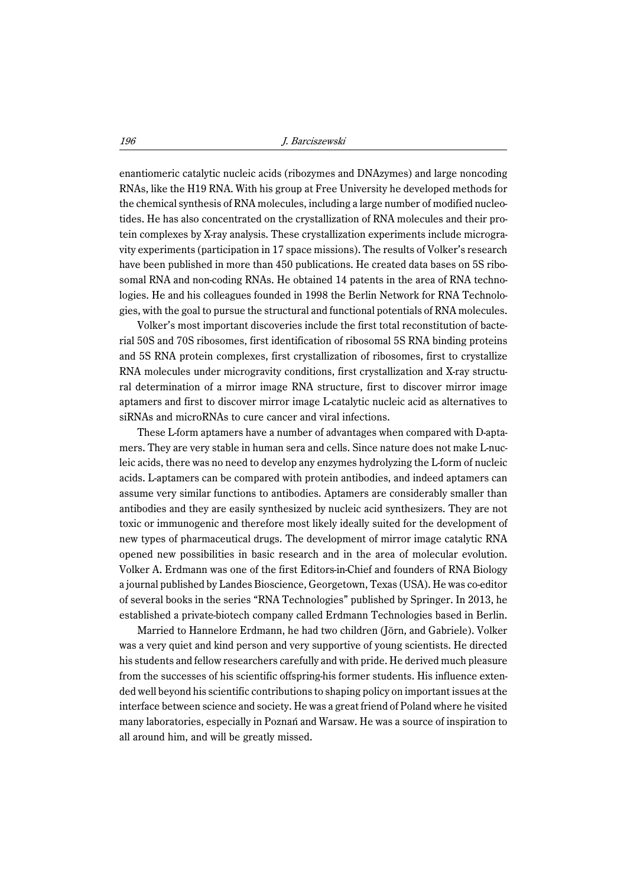enantiomeric catalytic nucleic acids (ribozymes and DNAzymes) and large noncoding RNAs, like the H19 RNA. With his group at Free University he developed methods for the chemical synthesis of RNA molecules, including a large number of modified nucleotides. He has also concentrated on the crystallization of RNA molecules and their protein complexes by X-ray analysis. These crystallization experiments include microgravity experiments (participation in 17 space missions). The results of Volker's research have been published in more than 450 publications. He created data bases on 5S ribosomal RNA and non-coding RNAs. He obtained 14 patents in the area of RNA technologies. He and his colleagues founded in 1998 the Berlin Network for RNA Technologies, with the goal to pursue the structural and functional potentials of RNA molecules.

Volker's most important discoveries include the first total reconstitution of bacterial 50S and 70S ribosomes, first identification of ribosomal 5S RNA binding proteins and 5S RNA protein complexes, first crystallization of ribosomes, first to crystallize RNA molecules under microgravity conditions, first crystallization and X-ray structural determination of a mirror image RNA structure, first to discover mirror image aptamers and first to discover mirror image L-catalytic nucleic acid as alternatives to siRNAs and microRNAs to cure cancer and viral infections.

These L-form aptamers have a number of advantages when compared with D-aptamers. They are very stable in human sera and cells. Since nature does not make L-nucleic acids, there was no need to develop any enzymes hydrolyzing the L-form of nucleic acids. L-aptamers can be compared with protein antibodies, and indeed aptamers can assume very similar functions to antibodies. Aptamers are considerably smaller than antibodies and they are easily synthesized by nucleic acid synthesizers. They are not toxic or immunogenic and therefore most likely ideally suited for the development of new types of pharmaceutical drugs. The development of mirror image catalytic RNA opened new possibilities in basic research and in the area of molecular evolution. Volker A. Erdmann was one of the first Editors-in-Chief and founders of RNA Biology a journal published by Landes Bioscience, Georgetown, Texas (USA). He was co-editor of several books in the series "RNA Technologies" published by Springer. In 2013, he established a private-biotech company called Erdmann Technologies based in Berlin.

Married to Hannelore Erdmann, he had two children (Jörn, and Gabriele). Volker was a very quiet and kind person and very supportive of young scientists. He directed his students and fellow researchers carefully and with pride. He derived much pleasure from the successes of his scientific offspring-his former students. His influence extended well beyond his scientific contributions to shaping policy on important issues at the interface between science and society. He was a great friend of Poland where he visited many laboratories, especially in Poznań and Warsaw. He was a source of inspiration to all around him, and will be greatly missed.